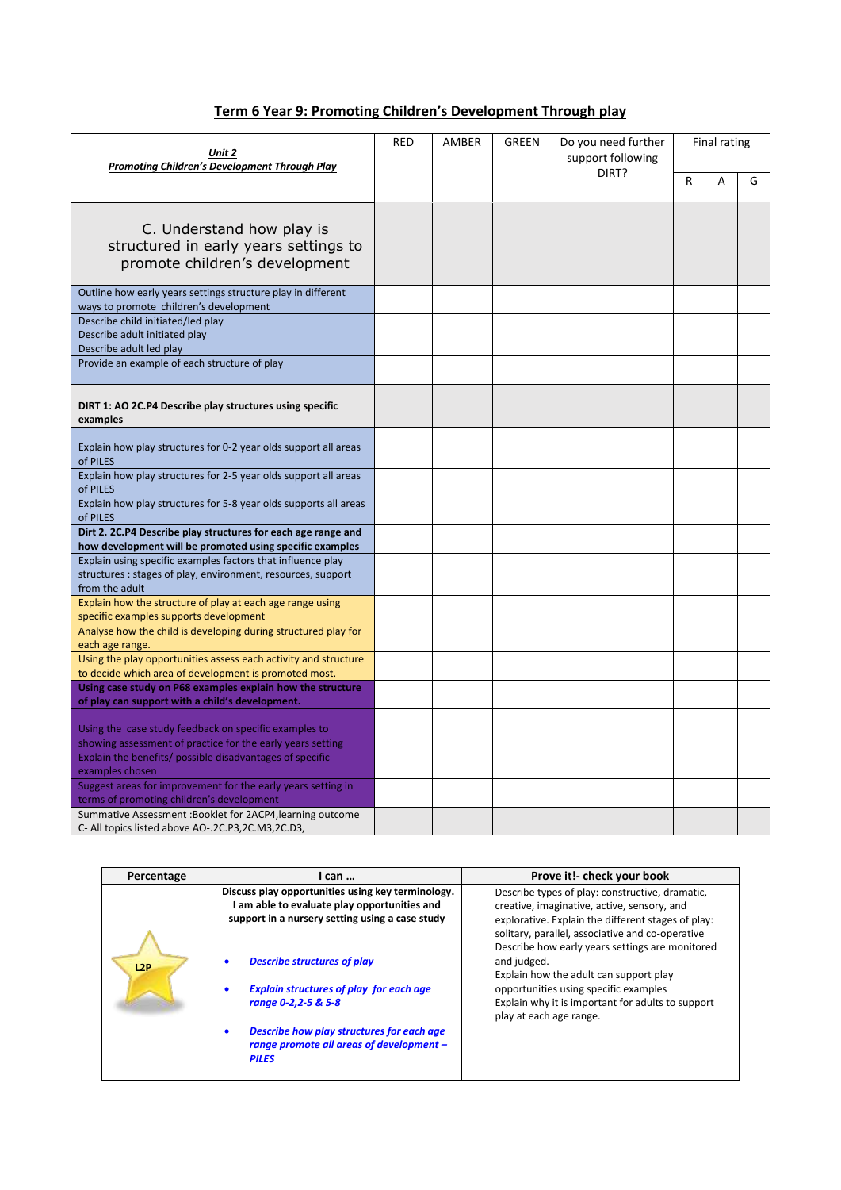# Term 6 Year 9: Promoting Children's Development Through play

| ***Unit 2*** ***Promoting Children's Development Through Play*** | RED | AMBER | GREEN | Do you need further support following DIRT? | Final rating | | |
|---|---|---|---|---|---|---|---|
| | | | | | R | A | G |
| C. Understand how play is structured in early years settings to promote children's development | | | | | | | |
| Outline how early years settings structure play in different ways to promote children's development | | | | | | | |
| Describe child initiated/led play<br>Describe adult initiated play<br>Describe adult led play | | | | | | | |
| Provide an example of each structure of play | | | | | | | |
| **DIRT 1: AO 2C.P4 Describe play structures using specific examples** | | | | | | | |
| Explain how play structures for 0-2 year olds support all areas of PILES | | | | | | | |
| Explain how play structures for 2-5 year olds support all areas of PILES | | | | | | | |
| Explain how play structures for 5-8 year olds supports all areas of PILES | | | | | | | |
| **Dirt 2. 2C.P4 Describe play structures for each age range and how development will be promoted using specific examples** | | | | | | | |
| Explain using specific examples factors that influence play structures : stages of play, environment, resources, support from the adult | | | | | | | |
| Explain how the structure of play at each age range using specific examples supports development | | | | | | | |
| Analyse how the child is developing during structured play for each age range. | | | | | | | |
| Using the play opportunities assess each activity and structure to decide which area of development is promoted most. | | | | | | | |
| **Using case study on P68 examples explain how the structure of play can support with a child's development.** | | | | | | | |
| Using the case study feedback on specific examples to showing assessment of practice for the early years setting | | | | | | | |
| Explain the benefits/ possible disadvantages of specific examples chosen | | | | | | | |
| Suggest areas for improvement for the early years setting in terms of promoting children's development | | | | | | | |
| Summative Assessment :Booklet for 2ACP4,learning outcome C- All topics listed above AO-.2C.P3,2C.M3,2C.D3, | | | | | | | |

| Percentage | I can … | Prove it!- check your book |
|---|---|---|
| L2P | **Discuss play opportunities using key terminology. I am able to evaluate play opportunities and support in a nursery setting using a case study**<br><br>• ***Describe structures of play***<br>• ***Explain structures of play for each age range 0-2,2-5 & 5-8***<br>• ***Describe how play structures for each age range promote all areas of development – PILES*** | Describe types of play: constructive, dramatic, creative, imaginative, active, sensory, and explorative. Explain the different stages of play: solitary, parallel, associative and co-operative<br>Describe how early years settings are monitored and judged.<br>Explain how the adult can support play opportunities using specific examples<br>Explain why it is important for adults to support play at each age range. |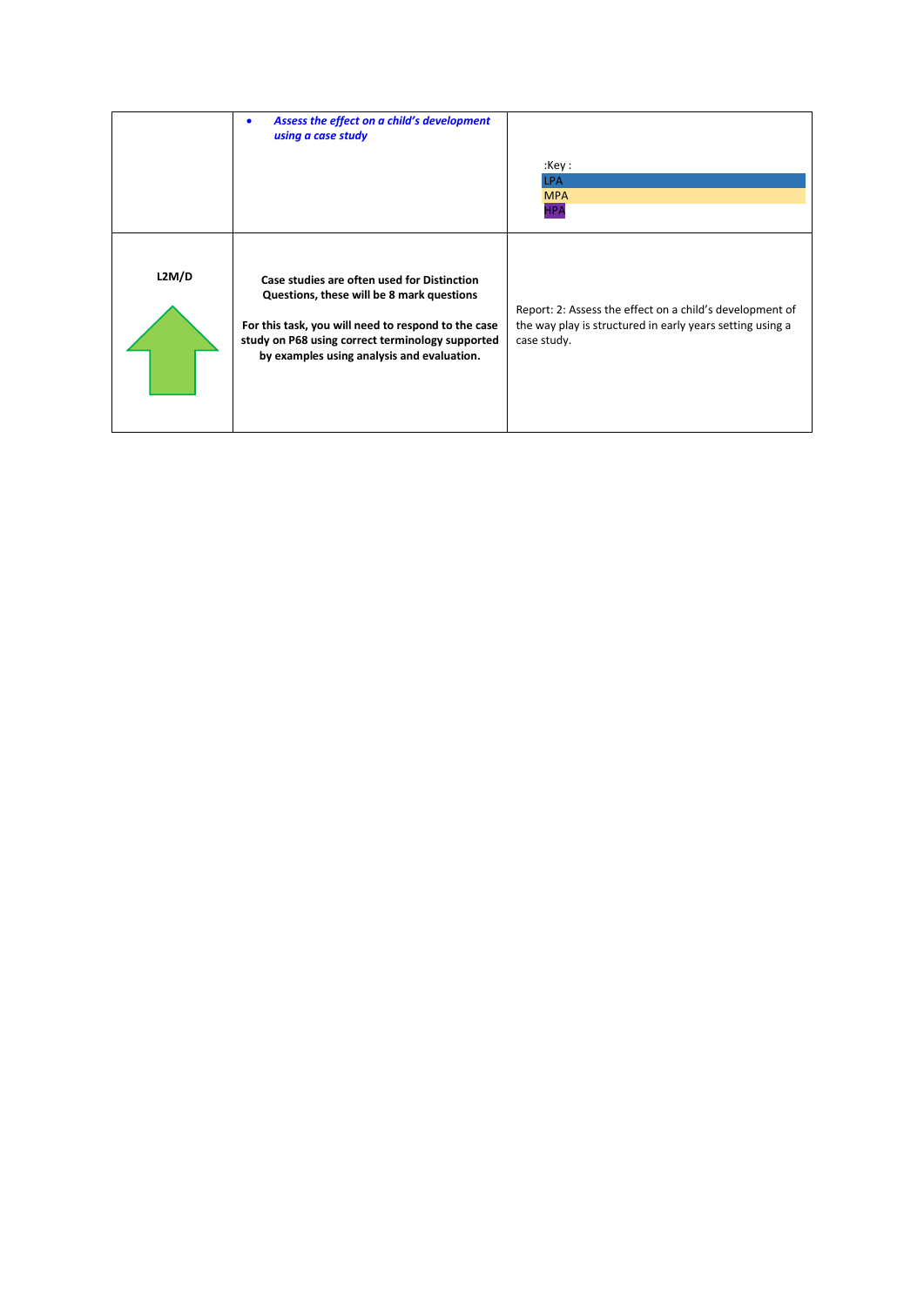| | | |
|---|---|---|
| | • ***Assess the effect on a child's development using a case study*** | :Key :<br>LPA<br>MPA<br>HPA |
| **L2M/D** | **Case studies are often used for Distinction Questions, these will be 8 mark questions**<br><br>**For this task, you will need to respond to the case study on P68 using correct terminology supported by examples using analysis and evaluation.** | Report: 2: Assess the effect on a child's development of the way play is structured in early years setting using a case study. |